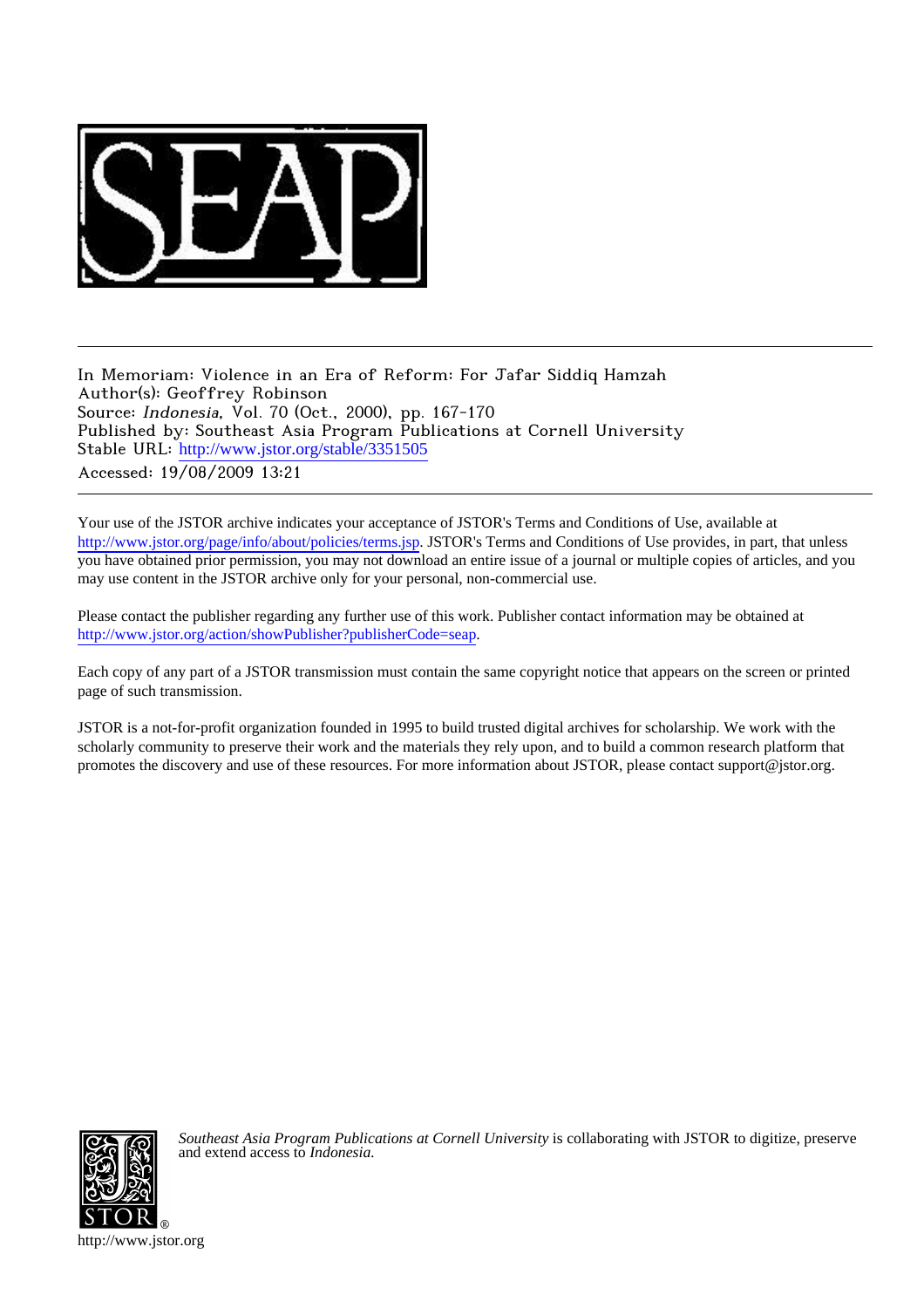In Memoriam: Violence in an Era of Reform: For Jafar Siddiq Hamzah
Author(s): Geoffrey Robinson
Source: *Indonesia*, Vol. 70 (Oct., 2000), pp. 167-170
Published by: Southeast Asia Program Publications at Cornell University
Stable URL: http://www.jstor.org/stable/3351505
Accessed: 19/08/2009 13:21

---

Your use of the JSTOR archive indicates your acceptance of JSTOR's Terms and Conditions of Use, available at http://www.jstor.org/page/info/about/policies/terms.jsp. JSTOR's Terms and Conditions of Use provides, in part, that unless you have obtained prior permission, you may not download an entire issue of a journal or multiple copies of articles, and you may use content in the JSTOR archive only for your personal, non-commercial use.

Please contact the publisher regarding any further use of this work. Publisher contact information may be obtained at http://www.jstor.org/action/showPublisher?publisherCode=seap.

Each copy of any part of a JSTOR transmission must contain the same copyright notice that appears on the screen or printed page of such transmission.

JSTOR is a not-for-profit organization founded in 1995 to build trusted digital archives for scholarship. We work with the scholarly community to preserve their work and the materials they rely upon, and to build a common research platform that promotes the discovery and use of these resources. For more information about JSTOR, please contact support@jstor.org.

*Southeast Asia Program Publications at Cornell University* is collaborating with JSTOR to digitize, preserve and extend access to *Indonesia*.

http://www.jstor.org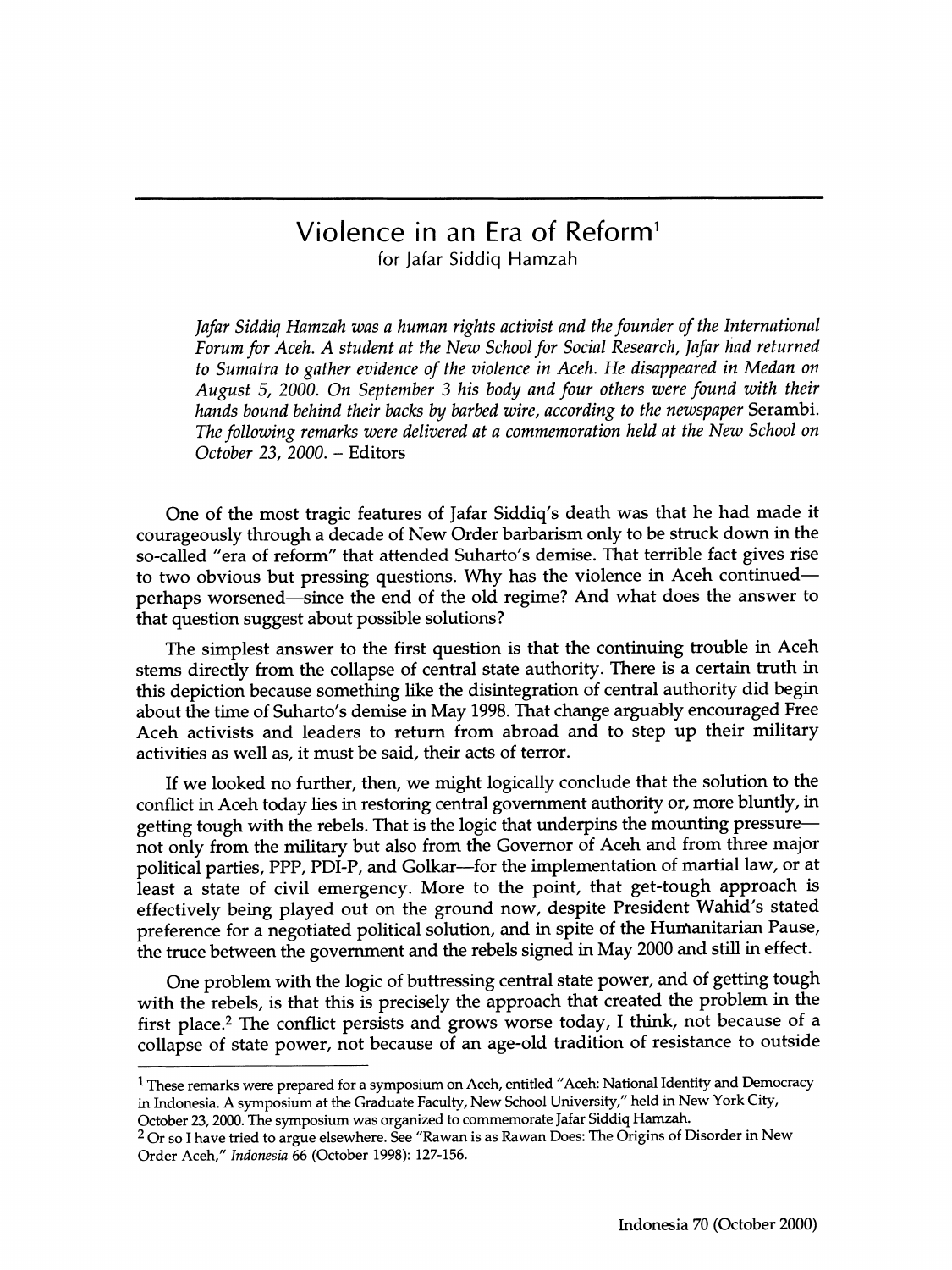# Violence in an Era of Reform[1]

for Jafar Siddiq Hamzah

*Jafar Siddiq Hamzah was a human rights activist and the founder of the International Forum for Aceh. A student at the New School for Social Research, Jafar had returned to Sumatra to gather evidence of the violence in Aceh. He disappeared in Medan on August 5, 2000. On September 3 his body and four others were found with their hands bound behind their backs by barbed wire, according to the newspaper* Serambi. *The following remarks were delivered at a commemoration held at the New School on October 23, 2000.* – Editors

One of the most tragic features of Jafar Siddiq's death was that he had made it courageously through a decade of New Order barbarism only to be struck down in the so-called "era of reform" that attended Suharto's demise. That terrible fact gives rise to two obvious but pressing questions. Why has the violence in Aceh continued—perhaps worsened—since the end of the old regime? And what does the answer to that question suggest about possible solutions?

The simplest answer to the first question is that the continuing trouble in Aceh stems directly from the collapse of central state authority. There is a certain truth in this depiction because something like the disintegration of central authority did begin about the time of Suharto's demise in May 1998. That change arguably encouraged Free Aceh activists and leaders to return from abroad and to step up their military activities as well as, it must be said, their acts of terror.

If we looked no further, then, we might logically conclude that the solution to the conflict in Aceh today lies in restoring central government authority or, more bluntly, in getting tough with the rebels. That is the logic that underpins the mounting pressure—not only from the military but also from the Governor of Aceh and from three major political parties, PPP, PDI-P, and Golkar—for the implementation of martial law, or at least a state of civil emergency. More to the point, that get-tough approach is effectively being played out on the ground now, despite President Wahid's stated preference for a negotiated political solution, and in spite of the Humanitarian Pause, the truce between the government and the rebels signed in May 2000 and still in effect.

One problem with the logic of buttressing central state power, and of getting tough with the rebels, is that this is precisely the approach that created the problem in the first place.[2] The conflict persists and grows worse today, I think, not because of a collapse of state power, not because of an age-old tradition of resistance to outside

---

[1] These remarks were prepared for a symposium on Aceh, entitled "Aceh: National Identity and Democracy in Indonesia. A symposium at the Graduate Faculty, New School University," held in New York City, October 23, 2000. The symposium was organized to commemorate Jafar Siddiq Hamzah.

[2] Or so I have tried to argue elsewhere. See "Rawan is as Rawan Does: The Origins of Disorder in New Order Aceh," *Indonesia* 66 (October 1998): 127-156.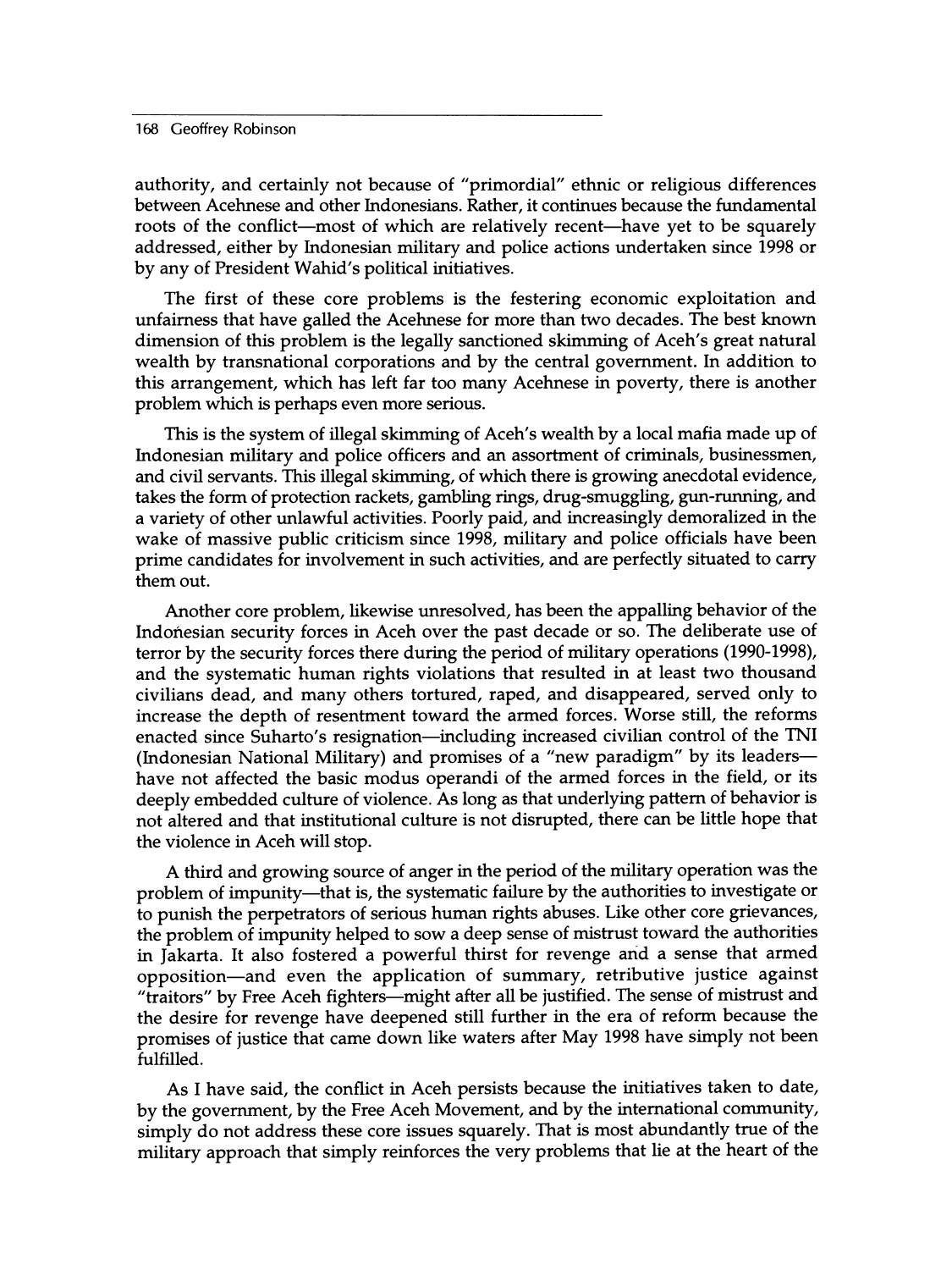authority, and certainly not because of "primordial" ethnic or religious differences between Acehnese and other Indonesians. Rather, it continues because the fundamental roots of the conflict—most of which are relatively recent—have yet to be squarely addressed, either by Indonesian military and police actions undertaken since 1998 or by any of President Wahid's political initiatives.

The first of these core problems is the festering economic exploitation and unfairness that have galled the Acehnese for more than two decades. The best known dimension of this problem is the legally sanctioned skimming of Aceh's great natural wealth by transnational corporations and by the central government. In addition to this arrangement, which has left far too many Acehnese in poverty, there is another problem which is perhaps even more serious.

This is the system of illegal skimming of Aceh's wealth by a local mafia made up of Indonesian military and police officers and an assortment of criminals, businessmen, and civil servants. This illegal skimming, of which there is growing anecdotal evidence, takes the form of protection rackets, gambling rings, drug-smuggling, gun-running, and a variety of other unlawful activities. Poorly paid, and increasingly demoralized in the wake of massive public criticism since 1998, military and police officials have been prime candidates for involvement in such activities, and are perfectly situated to carry them out.

Another core problem, likewise unresolved, has been the appalling behavior of the Indonesian security forces in Aceh over the past decade or so. The deliberate use of terror by the security forces there during the period of military operations (1990-1998), and the systematic human rights violations that resulted in at least two thousand civilians dead, and many others tortured, raped, and disappeared, served only to increase the depth of resentment toward the armed forces. Worse still, the reforms enacted since Suharto's resignation—including increased civilian control of the TNI (Indonesian National Military) and promises of a "new paradigm" by its leaders—have not affected the basic modus operandi of the armed forces in the field, or its deeply embedded culture of violence. As long as that underlying pattern of behavior is not altered and that institutional culture is not disrupted, there can be little hope that the violence in Aceh will stop.

A third and growing source of anger in the period of the military operation was the problem of impunity—that is, the systematic failure by the authorities to investigate or to punish the perpetrators of serious human rights abuses. Like other core grievances, the problem of impunity helped to sow a deep sense of mistrust toward the authorities in Jakarta. It also fostered a powerful thirst for revenge and a sense that armed opposition—and even the application of summary, retributive justice against "traitors" by Free Aceh fighters—might after all be justified. The sense of mistrust and the desire for revenge have deepened still further in the era of reform because the promises of justice that came down like waters after May 1998 have simply not been fulfilled.

As I have said, the conflict in Aceh persists because the initiatives taken to date, by the government, by the Free Aceh Movement, and by the international community, simply do not address these core issues squarely. That is most abundantly true of the military approach that simply reinforces the very problems that lie at the heart of the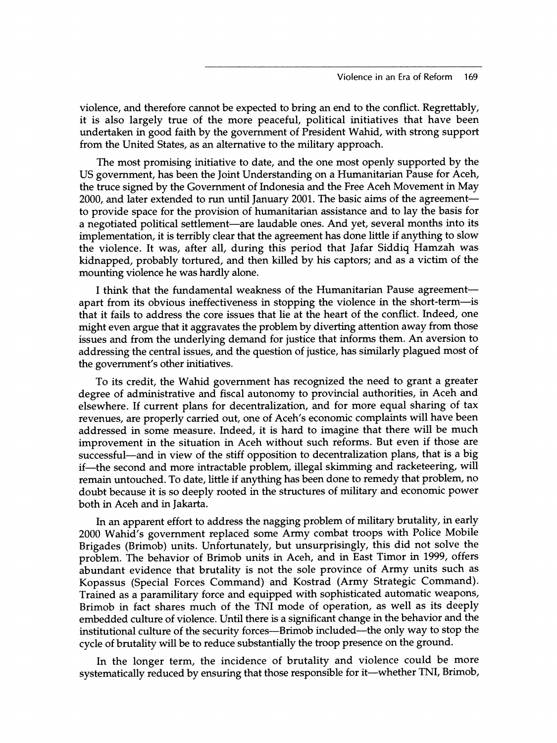violence, and therefore cannot be expected to bring an end to the conflict. Regrettably, it is also largely true of the more peaceful, political initiatives that have been undertaken in good faith by the government of President Wahid, with strong support from the United States, as an alternative to the military approach.

The most promising initiative to date, and the one most openly supported by the US government, has been the Joint Understanding on a Humanitarian Pause for Aceh, the truce signed by the Government of Indonesia and the Free Aceh Movement in May 2000, and later extended to run until January 2001. The basic aims of the agreement—to provide space for the provision of humanitarian assistance and to lay the basis for a negotiated political settlement—are laudable ones. And yet, several months into its implementation, it is terribly clear that the agreement has done little if anything to slow the violence. It was, after all, during this period that Jafar Siddiq Hamzah was kidnapped, probably tortured, and then killed by his captors; and as a victim of the mounting violence he was hardly alone.

I think that the fundamental weakness of the Humanitarian Pause agreement—apart from its obvious ineffectiveness in stopping the violence in the short-term—is that it fails to address the core issues that lie at the heart of the conflict. Indeed, one might even argue that it aggravates the problem by diverting attention away from those issues and from the underlying demand for justice that informs them. An aversion to addressing the central issues, and the question of justice, has similarly plagued most of the government's other initiatives.

To its credit, the Wahid government has recognized the need to grant a greater degree of administrative and fiscal autonomy to provincial authorities, in Aceh and elsewhere. If current plans for decentralization, and for more equal sharing of tax revenues, are properly carried out, one of Aceh's economic complaints will have been addressed in some measure. Indeed, it is hard to imagine that there will be much improvement in the situation in Aceh without such reforms. But even if those are successful—and in view of the stiff opposition to decentralization plans, that is a big if—the second and more intractable problem, illegal skimming and racketeering, will remain untouched. To date, little if anything has been done to remedy that problem, no doubt because it is so deeply rooted in the structures of military and economic power both in Aceh and in Jakarta.

In an apparent effort to address the nagging problem of military brutality, in early 2000 Wahid's government replaced some Army combat troops with Police Mobile Brigades (Brimob) units. Unfortunately, but unsurprisingly, this did not solve the problem. The behavior of Brimob units in Aceh, and in East Timor in 1999, offers abundant evidence that brutality is not the sole province of Army units such as Kopassus (Special Forces Command) and Kostrad (Army Strategic Command). Trained as a paramilitary force and equipped with sophisticated automatic weapons, Brimob in fact shares much of the TNI mode of operation, as well as its deeply embedded culture of violence. Until there is a significant change in the behavior and the institutional culture of the security forces—Brimob included—the only way to stop the cycle of brutality will be to reduce substantially the troop presence on the ground.

In the longer term, the incidence of brutality and violence could be more systematically reduced by ensuring that those responsible for it—whether TNI, Brimob,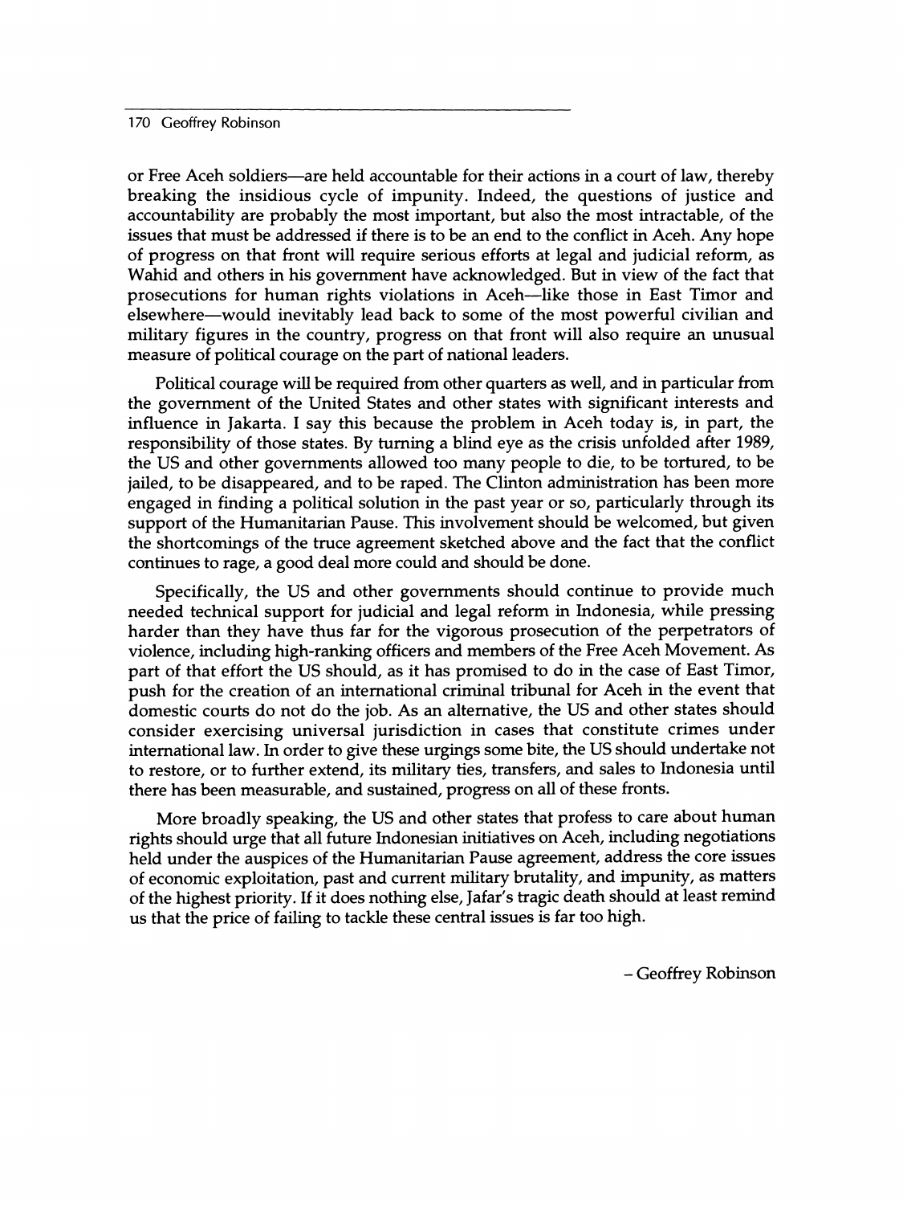or Free Aceh soldiers—are held accountable for their actions in a court of law, thereby breaking the insidious cycle of impunity. Indeed, the questions of justice and accountability are probably the most important, but also the most intractable, of the issues that must be addressed if there is to be an end to the conflict in Aceh. Any hope of progress on that front will require serious efforts at legal and judicial reform, as Wahid and others in his government have acknowledged. But in view of the fact that prosecutions for human rights violations in Aceh—like those in East Timor and elsewhere—would inevitably lead back to some of the most powerful civilian and military figures in the country, progress on that front will also require an unusual measure of political courage on the part of national leaders.

Political courage will be required from other quarters as well, and in particular from the government of the United States and other states with significant interests and influence in Jakarta. I say this because the problem in Aceh today is, in part, the responsibility of those states. By turning a blind eye as the crisis unfolded after 1989, the US and other governments allowed too many people to die, to be tortured, to be jailed, to be disappeared, and to be raped. The Clinton administration has been more engaged in finding a political solution in the past year or so, particularly through its support of the Humanitarian Pause. This involvement should be welcomed, but given the shortcomings of the truce agreement sketched above and the fact that the conflict continues to rage, a good deal more could and should be done.

Specifically, the US and other governments should continue to provide much needed technical support for judicial and legal reform in Indonesia, while pressing harder than they have thus far for the vigorous prosecution of the perpetrators of violence, including high-ranking officers and members of the Free Aceh Movement. As part of that effort the US should, as it has promised to do in the case of East Timor, push for the creation of an international criminal tribunal for Aceh in the event that domestic courts do not do the job. As an alternative, the US and other states should consider exercising universal jurisdiction in cases that constitute crimes under international law. In order to give these urgings some bite, the US should undertake not to restore, or to further extend, its military ties, transfers, and sales to Indonesia until there has been measurable, and sustained, progress on all of these fronts.

More broadly speaking, the US and other states that profess to care about human rights should urge that all future Indonesian initiatives on Aceh, including negotiations held under the auspices of the Humanitarian Pause agreement, address the core issues of economic exploitation, past and current military brutality, and impunity, as matters of the highest priority. If it does nothing else, Jafar's tragic death should at least remind us that the price of failing to tackle these central issues is far too high.

– Geoffrey Robinson